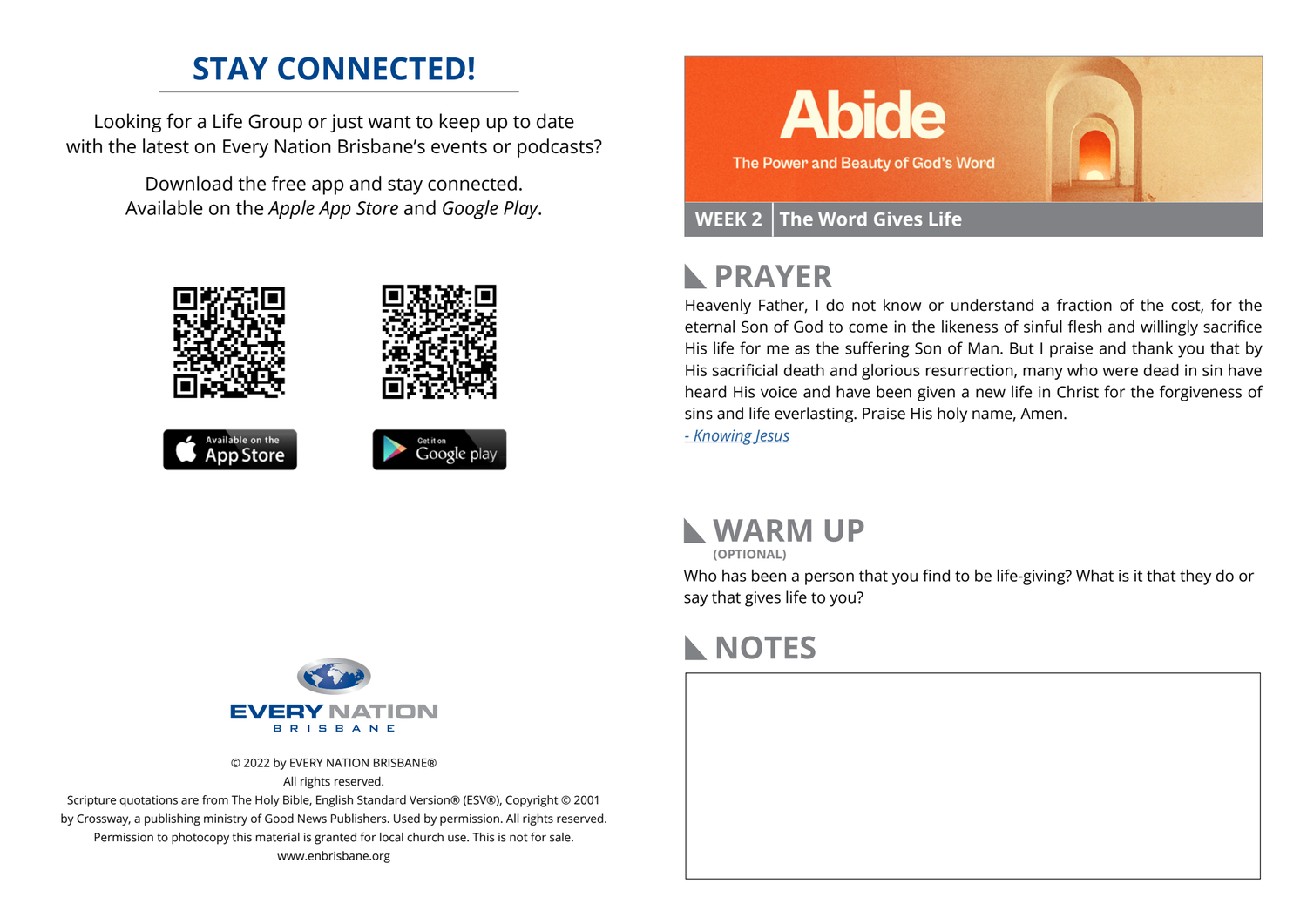# STAY CONNECTED!

Looking for a Life Group or just want to keep up to date with the latest on Every Nation Brisbane's events or podcasts?

Download the free app and stay connected. Available on the *Apple App Store* and *Google Play*.

Available on the App Store

Get it on Google play

EVERY NATION BRISBANE

© 2022 by EVERY NATION BRISBANE®
All rights reserved.
Scripture quotations are from The Holy Bible, English Standard Version® (ESV®), Copyright © 2001 by Crossway, a publishing ministry of Good News Publishers. Used by permission. All rights reserved.
Permission to photocopy this material is granted for local church use. This is not for sale.
www.enbrisbane.org

# Abide

The Power and Beauty of God's Word

**WEEK 2** | **The Word Gives Life**

## PRAYER

Heavenly Father, I do not know or understand a fraction of the cost, for the eternal Son of God to come in the likeness of sinful flesh and willingly sacrifice His life for me as the suffering Son of Man. But I praise and thank you that by His sacrificial death and glorious resurrection, many who were dead in sin have heard His voice and have been given a new life in Christ for the forgiveness of sins and life everlasting. Praise His holy name, Amen.

*- Knowing Jesus*

## WARM UP

(OPTIONAL)

Who has been a person that you find to be life-giving? What is it that they do or say that gives life to you?

## NOTES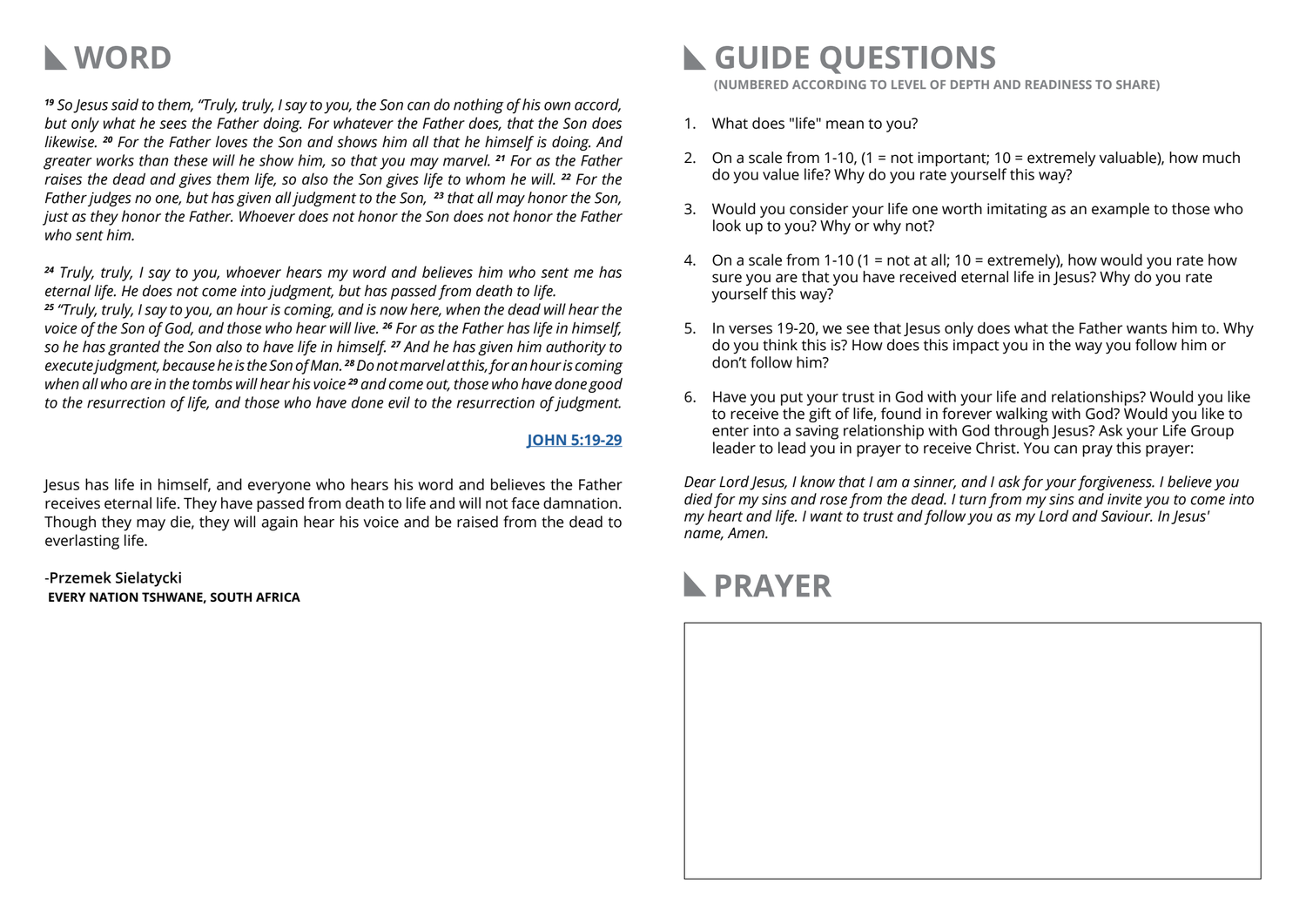## WORD

*[19] So Jesus said to them, "Truly, truly, I say to you, the Son can do nothing of his own accord, but only what he sees the Father doing. For whatever the Father does, that the Son does likewise. [20] For the Father loves the Son and shows him all that he himself is doing. And greater works than these will he show him, so that you may marvel. [21] For as the Father raises the dead and gives them life, so also the Son gives life to whom he will. [22] For the Father judges no one, but has given all judgment to the Son, [23] that all may honor the Son, just as they honor the Father. Whoever does not honor the Son does not honor the Father who sent him.*

*[24] Truly, truly, I say to you, whoever hears my word and believes him who sent me has eternal life. He does not come into judgment, but has passed from death to life.*
*[25] "Truly, truly, I say to you, an hour is coming, and is now here, when the dead will hear the voice of the Son of God, and those who hear will live. [26] For as the Father has life in himself, so he has granted the Son also to have life in himself. [27] And he has given him authority to execute judgment, because he is the Son of Man. [28] Do not marvel at this, for an hour is coming when all who are in the tombs will hear his voice [29] and come out, those who have done good to the resurrection of life, and those who have done evil to the resurrection of judgment.*

**JOHN 5:19-29**

Jesus has life in himself, and everyone who hears his word and believes the Father receives eternal life. They have passed from death to life and will not face damnation. Though they may die, they will again hear his voice and be raised from the dead to everlasting life.

-Przemek Sielatycki
**EVERY NATION TSHWANE, SOUTH AFRICA**

## GUIDE QUESTIONS

**(NUMBERED ACCORDING TO LEVEL OF DEPTH AND READINESS TO SHARE)**

1. What does "life" mean to you?
2. On a scale from 1-10, (1 = not important; 10 = extremely valuable), how much do you value life? Why do you rate yourself this way?
3. Would you consider your life one worth imitating as an example to those who look up to you? Why or why not?
4. On a scale from 1-10 (1 = not at all; 10 = extremely), how would you rate how sure you are that you have received eternal life in Jesus? Why do you rate yourself this way?
5. In verses 19-20, we see that Jesus only does what the Father wants him to. Why do you think this is? How does this impact you in the way you follow him or don't follow him?
6. Have you put your trust in God with your life and relationships? Would you like to receive the gift of life, found in forever walking with God? Would you like to enter into a saving relationship with God through Jesus? Ask your Life Group leader to lead you in prayer to receive Christ. You can pray this prayer:

*Dear Lord Jesus, I know that I am a sinner, and I ask for your forgiveness. I believe you died for my sins and rose from the dead. I turn from my sins and invite you to come into my heart and life. I want to trust and follow you as my Lord and Saviour. In Jesus' name, Amen.*

## PRAYER